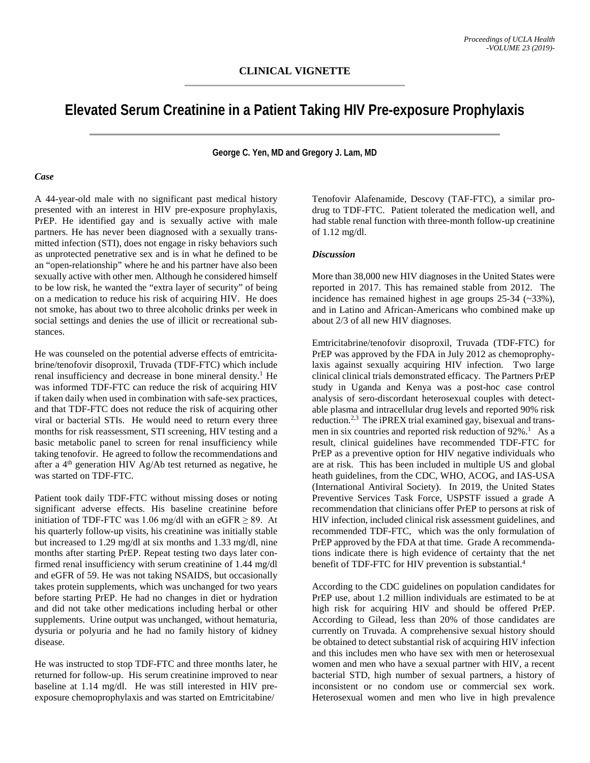## CLINICAL VIGNETTE

# Elevated Serum Creatinine in a Patient Taking HIV Pre-exposure Prophylaxis

**George C. Yen, MD and Gregory J. Lam, MD**

### *Case*

A 44-year-old male with no significant past medical history presented with an interest in HIV pre-exposure prophylaxis, PrEP. He identified gay and is sexually active with male partners. He has never been diagnosed with a sexually transmitted infection (STI), does not engage in risky behaviors such as unprotected penetrative sex and is in what he defined to be an "open-relationship" where he and his partner have also been sexually active with other men. Although he considered himself to be low risk, he wanted the "extra layer of security" of being on a medication to reduce his risk of acquiring HIV. He does not smoke, has about two to three alcoholic drinks per week in social settings and denies the use of illicit or recreational substances.

He was counseled on the potential adverse effects of emtricitabrine/tenofovir disoproxil, Truvada (TDF-FTC) which include renal insufficiency and decrease in bone mineral density.[1] He was informed TDF-FTC can reduce the risk of acquiring HIV if taken daily when used in combination with safe-sex practices, and that TDF-FTC does not reduce the risk of acquiring other viral or bacterial STIs. He would need to return every three months for risk reassessment, STI screening, HIV testing and a basic metabolic panel to screen for renal insufficiency while taking tenofovir. He agreed to follow the recommendations and after a 4th generation HIV Ag/Ab test returned as negative, he was started on TDF-FTC.

Patient took daily TDF-FTC without missing doses or noting significant adverse effects. His baseline creatinine before initiation of TDF-FTC was 1.06 mg/dl with an eGFR $\geq$ 89. At his quarterly follow-up visits, his creatinine was initially stable but increased to 1.29 mg/dl at six months and 1.33 mg/dl, nine months after starting PrEP. Repeat testing two days later confirmed renal insufficiency with serum creatinine of 1.44 mg/dl and eGFR of 59. He was not taking NSAIDS, but occasionally takes protein supplements, which was unchanged for two years before starting PrEP. He had no changes in diet or hydration and did not take other medications including herbal or other supplements. Urine output was unchanged, without hematuria, dysuria or polyuria and he had no family history of kidney disease.

He was instructed to stop TDF-FTC and three months later, he returned for follow-up. His serum creatinine improved to near baseline at 1.14 mg/dl. He was still interested in HIV pre-exposure chemoprophylaxis and was started on Emtricitabine/Tenofovir Alafenamide, Descovy (TAF-FTC), a similar pro-drug to TDF-FTC. Patient tolerated the medication well, and had stable renal function with three-month follow-up creatinine of 1.12 mg/dl.

### *Discussion*

More than 38,000 new HIV diagnoses in the United States were reported in 2017. This has remained stable from 2012. The incidence has remained highest in age groups 25-34 (~33%), and in Latino and African-Americans who combined make up about 2/3 of all new HIV diagnoses.

Emtricitabrine/tenofovir disoproxil, Truvada (TDF-FTC) for PrEP was approved by the FDA in July 2012 as chemoprophylaxis against sexually acquiring HIV infection. Two large clinical clinical trials demonstrated efficacy. The Partners PrEP study in Uganda and Kenya was a post-hoc case control analysis of sero-discordant heterosexual couples with detectable plasma and intracellular drug levels and reported 90% risk reduction.[2,3] The iPREX trial examined gay, bisexual and transmen in six countries and reported risk reduction of 92%.[1] As a result, clinical guidelines have recommended TDF-FTC for PrEP as a preventive option for HIV negative individuals who are at risk. This has been included in multiple US and global heath guidelines, from the CDC, WHO, ACOG, and IAS-USA (International Antiviral Society). In 2019, the United States Preventive Services Task Force, USPSTF issued a grade A recommendation that clinicians offer PrEP to persons at risk of HIV infection, included clinical risk assessment guidelines, and recommended TDF-FTC, which was the only formulation of PrEP approved by the FDA at that time. Grade A recommendations indicate there is high evidence of certainty that the net benefit of TDF-FTC for HIV prevention is substantial.[4]

According to the CDC guidelines on population candidates for PrEP use, about 1.2 million individuals are estimated to be at high risk for acquiring HIV and should be offered PrEP. According to Gilead, less than 20% of those candidates are currently on Truvada. A comprehensive sexual history should be obtained to detect substantial risk of acquiring HIV infection and this includes men who have sex with men or heterosexual women and men who have a sexual partner with HIV, a recent bacterial STD, high number of sexual partners, a history of inconsistent or no condom use or commercial sex work. Heterosexual women and men who live in high prevalence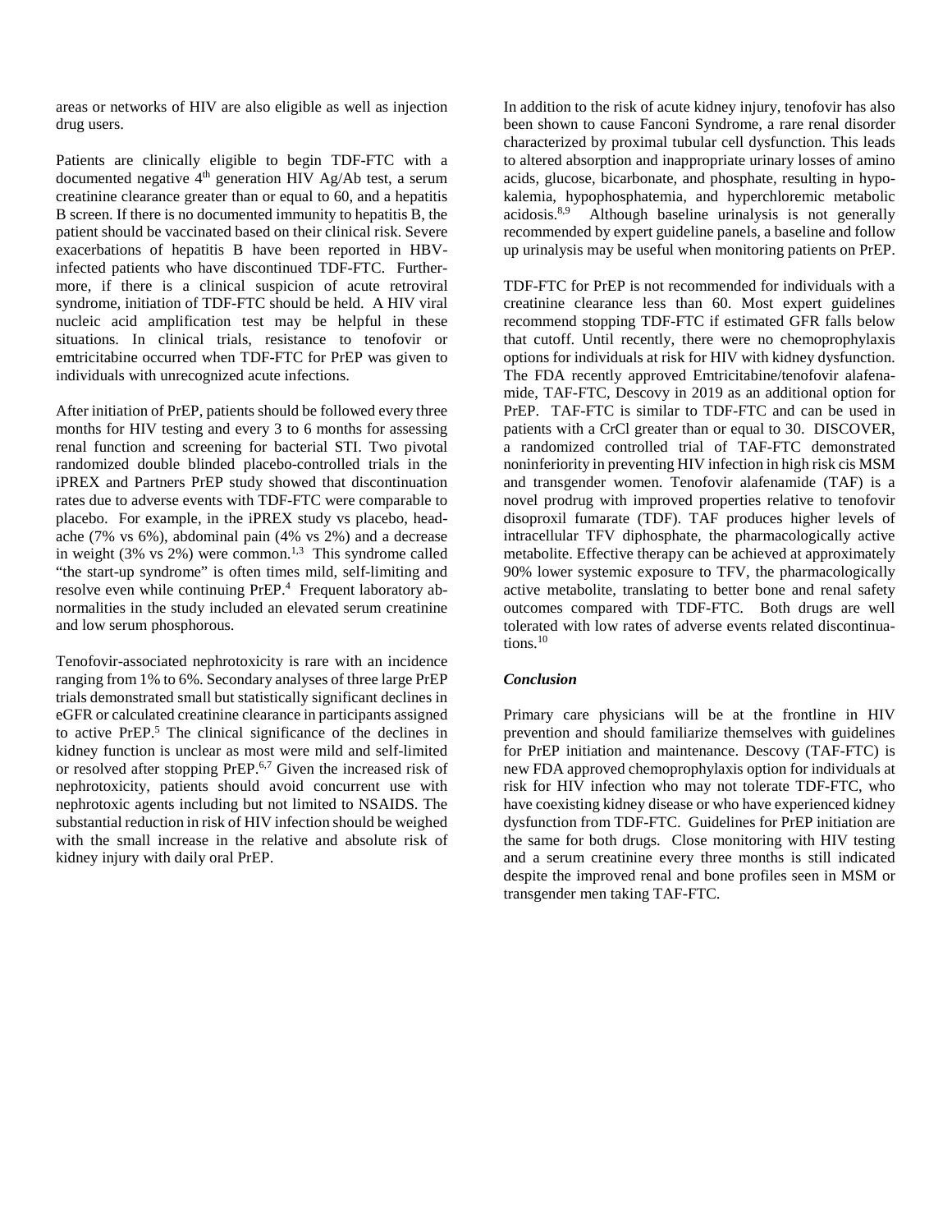areas or networks of HIV are also eligible as well as injection drug users.

Patients are clinically eligible to begin TDF-FTC with a documented negative 4$^{th}$ generation HIV Ag/Ab test, a serum creatinine clearance greater than or equal to 60, and a hepatitis B screen. If there is no documented immunity to hepatitis B, the patient should be vaccinated based on their clinical risk. Severe exacerbations of hepatitis B have been reported in HBV-infected patients who have discontinued TDF-FTC. Furthermore, if there is a clinical suspicion of acute retroviral syndrome, initiation of TDF-FTC should be held. A HIV viral nucleic acid amplification test may be helpful in these situations. In clinical trials, resistance to tenofovir or emtricitabine occurred when TDF-FTC for PrEP was given to individuals with unrecognized acute infections.

After initiation of PrEP, patients should be followed every three months for HIV testing and every 3 to 6 months for assessing renal function and screening for bacterial STI. Two pivotal randomized double blinded placebo-controlled trials in the iPREX and Partners PrEP study showed that discontinuation rates due to adverse events with TDF-FTC were comparable to placebo. For example, in the iPREX study vs placebo, headache (7% vs 6%), abdominal pain (4% vs 2%) and a decrease in weight (3% vs 2%) were common.[1,3] This syndrome called "the start-up syndrome" is often times mild, self-limiting and resolve even while continuing PrEP.[4] Frequent laboratory abnormalities in the study included an elevated serum creatinine and low serum phosphorous.

Tenofovir-associated nephrotoxicity is rare with an incidence ranging from 1% to 6%. Secondary analyses of three large PrEP trials demonstrated small but statistically significant declines in eGFR or calculated creatinine clearance in participants assigned to active PrEP.[5] The clinical significance of the declines in kidney function is unclear as most were mild and self-limited or resolved after stopping PrEP.[6,7] Given the increased risk of nephrotoxicity, patients should avoid concurrent use with nephrotoxic agents including but not limited to NSAIDS. The substantial reduction in risk of HIV infection should be weighed with the small increase in the relative and absolute risk of kidney injury with daily oral PrEP.

In addition to the risk of acute kidney injury, tenofovir has also been shown to cause Fanconi Syndrome, a rare renal disorder characterized by proximal tubular cell dysfunction. This leads to altered absorption and inappropriate urinary losses of amino acids, glucose, bicarbonate, and phosphate, resulting in hypokalemia, hypophosphatemia, and hyperchloremic metabolic acidosis.[8,9] Although baseline urinalysis is not generally recommended by expert guideline panels, a baseline and follow up urinalysis may be useful when monitoring patients on PrEP.

TDF-FTC for PrEP is not recommended for individuals with a creatinine clearance less than 60. Most expert guidelines recommend stopping TDF-FTC if estimated GFR falls below that cutoff. Until recently, there were no chemoprophylaxis options for individuals at risk for HIV with kidney dysfunction. The FDA recently approved Emtricitabine/tenofovir alafenamide, TAF-FTC, Descovy in 2019 as an additional option for PrEP. TAF-FTC is similar to TDF-FTC and can be used in patients with a CrCl greater than or equal to 30. DISCOVER, a randomized controlled trial of TAF-FTC demonstrated noninferiority in preventing HIV infection in high risk cis MSM and transgender women. Tenofovir alafenamide (TAF) is a novel prodrug with improved properties relative to tenofovir disoproxil fumarate (TDF). TAF produces higher levels of intracellular TFV diphosphate, the pharmacologically active metabolite. Effective therapy can be achieved at approximately 90% lower systemic exposure to TFV, the pharmacologically active metabolite, translating to better bone and renal safety outcomes compared with TDF-FTC. Both drugs are well tolerated with low rates of adverse events related discontinuations.[10]

### *Conclusion*

Primary care physicians will be at the frontline in HIV prevention and should familiarize themselves with guidelines for PrEP initiation and maintenance. Descovy (TAF-FTC) is new FDA approved chemoprophylaxis option for individuals at risk for HIV infection who may not tolerate TDF-FTC, who have coexisting kidney disease or who have experienced kidney dysfunction from TDF-FTC. Guidelines for PrEP initiation are the same for both drugs. Close monitoring with HIV testing and a serum creatinine every three months is still indicated despite the improved renal and bone profiles seen in MSM or transgender men taking TAF-FTC.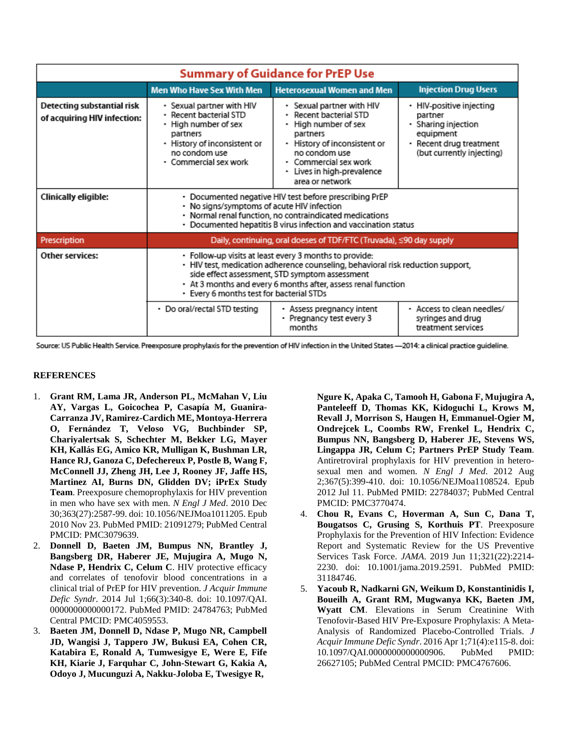| Summary of Guidance for PrEP Use | | | |
|---|---|---|---|
| | **Men Who Have Sex With Men** | **Heterosexual Women and Men** | **Injection Drug Users** |
| **Detecting substantial risk of acquiring HIV infection:** | • Sexual partner with HIV<br>• Recent bacterial STD<br>• High number of sex partners<br>• History of inconsistent or no condom use<br>• Commercial sex work | • Sexual partner with HIV<br>• Recent bacterial STD<br>• High number of sex partners<br>• History of inconsistent or no condom use<br>• Commercial sex work<br>• Lives in high-prevalence area or network | • HIV-positive injecting partner<br>• Sharing injection equipment<br>• Recent drug treatment (but currently injecting) |
| **Clinically eligible:** | • Documented negative HIV test before prescribing PrEP<br>• No signs/symptoms of acute HIV infection<br>• Normal renal function, no contraindicated medications<br>• Documented hepatitis B virus infection and vaccination status | | |
| **Prescription** | Daily, continuing, oral doeses of TDF/FTC (Truvada), ≤90 day supply | | |
| **Other services:** | • Follow-up visits at least every 3 months to provide:<br>• HIV test, medication adherence counseling, behavioral risk reduction support, side effect assessment, STD symptom assessment<br>• At 3 months and every 6 months after, assess renal function<br>• Every 6 months test for bacterial STDs | | |
| | • Do oral/rectal STD testing | • Assess pregnancy intent<br>• Pregnancy test every 3 months | • Access to clean needles/syringes and drug treatment services |

Source: US Public Health Service. Preexposure prophylaxis for the prevention of HIV infection in the United States —2014: a clinical practice guideline.

## REFERENCES

1. **Grant RM, Lama JR, Anderson PL, McMahan V, Liu AY, Vargas L, Goicochea P, Casapía M, Guanira-Carranza JV, Ramirez-Cardich ME, Montoya-Herrera O, Fernández T, Veloso VG, Buchbinder SP, Chariyalertsak S, Schechter M, Bekker LG, Mayer KH, Kallás EG, Amico KR, Mulligan K, Bushman LR, Hance RJ, Ganoza C, Defechereux P, Postle B, Wang F, McConnell JJ, Zheng JH, Lee J, Rooney JF, Jaffe HS, Martinez AI, Burns DN, Glidden DV; iPrEx Study Team**. Preexposure chemoprophylaxis for HIV prevention in men who have sex with men. *N Engl J Med*. 2010 Dec 30;363(27):2587-99. doi: 10.1056/NEJMoa1011205. Epub 2010 Nov 23. PubMed PMID: 21091279; PubMed Central PMCID: PMC3079639.
2. **Donnell D, Baeten JM, Bumpus NN, Brantley J, Bangsberg DR, Haberer JE, Mujugira A, Mugo N, Ndase P, Hendrix C, Celum C**. HIV protective efficacy and correlates of tenofovir blood concentrations in a clinical trial of PrEP for HIV prevention. *J Acquir Immune Defic Syndr*. 2014 Jul 1;66(3):340-8. doi: 10.1097/QAI.0000000000000172. PubMed PMID: 24784763; PubMed Central PMCID: PMC4059553.
3. **Baeten JM, Donnell D, Ndase P, Mugo NR, Campbell JD, Wangisi J, Tappero JW, Bukusi EA, Cohen CR, Katabira E, Ronald A, Tumwesigye E, Were E, Fife KH, Kiarie J, Farquhar C, John-Stewart G, Kakia A, Odoyo J, Mucunguzi A, Nakku-Joloba E, Twesigye R, Ngure K, Apaka C, Tamooh H, Gabona F, Mujugira A, Panteleeff D, Thomas KK, Kidoguchi L, Krows M, Revall J, Morrison S, Haugen H, Emmanuel-Ogier M, Ondrejcek L, Coombs RW, Frenkel L, Hendrix C, Bumpus NN, Bangsberg D, Haberer JE, Stevens WS, Lingappa JR, Celum C; Partners PrEP Study Team**. Antiretroviral prophylaxis for HIV prevention in heterosexual men and women. *N Engl J Med*. 2012 Aug 2;367(5):399-410. doi: 10.1056/NEJMoa1108524. Epub 2012 Jul 11. PubMed PMID: 22784037; PubMed Central PMCID: PMC3770474.
4. **Chou R, Evans C, Hoverman A, Sun C, Dana T, Bougatsos C, Grusing S, Korthuis PT**. Preexposure Prophylaxis for the Prevention of HIV Infection: Evidence Report and Systematic Review for the US Preventive Services Task Force. *JAMA*. 2019 Jun 11;321(22):2214-2230. doi: 10.1001/jama.2019.2591. PubMed PMID: 31184746.
5. **Yacoub R, Nadkarni GN, Weikum D, Konstantinidis I, Boueilh A, Grant RM, Mugwanya KK, Baeten JM, Wyatt CM**. Elevations in Serum Creatinine With Tenofovir-Based HIV Pre-Exposure Prophylaxis: A Meta-Analysis of Randomized Placebo-Controlled Trials. *J Acquir Immune Defic Syndr*. 2016 Apr 1;71(4):e115-8. doi: 10.1097/QAI.0000000000000906. PubMed PMID: 26627105; PubMed Central PMCID: PMC4767606.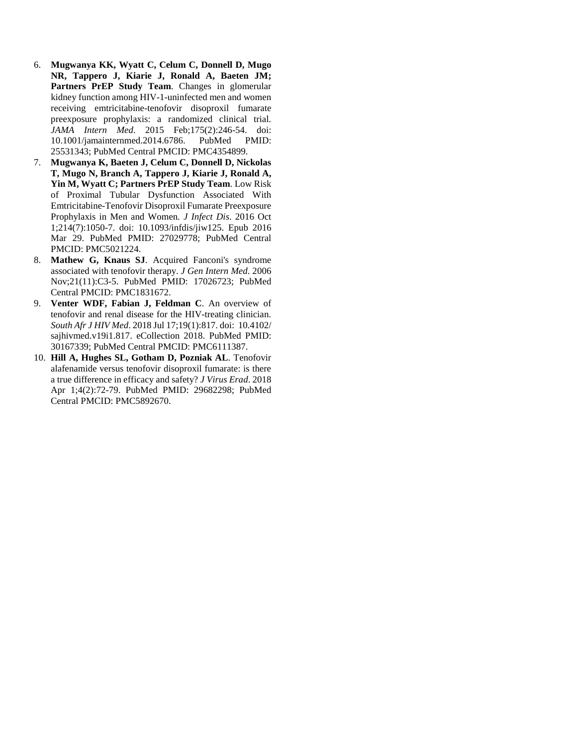6. **Mugwanya KK, Wyatt C, Celum C, Donnell D, Mugo NR, Tappero J, Kiarie J, Ronald A, Baeten JM; Partners PrEP Study Team**. Changes in glomerular kidney function among HIV-1-uninfected men and women receiving emtricitabine-tenofovir disoproxil fumarate preexposure prophylaxis: a randomized clinical trial. *JAMA Intern Med*. 2015 Feb;175(2):246-54. doi: 10.1001/jamainternmed.2014.6786. PubMed PMID: 25531343; PubMed Central PMCID: PMC4354899.
7. **Mugwanya K, Baeten J, Celum C, Donnell D, Nickolas T, Mugo N, Branch A, Tappero J, Kiarie J, Ronald A, Yin M, Wyatt C; Partners PrEP Study Team**. Low Risk of Proximal Tubular Dysfunction Associated With Emtricitabine-Tenofovir Disoproxil Fumarate Preexposure Prophylaxis in Men and Women. *J Infect Dis*. 2016 Oct 1;214(7):1050-7. doi: 10.1093/infdis/jiw125. Epub 2016 Mar 29. PubMed PMID: 27029778; PubMed Central PMCID: PMC5021224.
8. **Mathew G, Knaus SJ**. Acquired Fanconi's syndrome associated with tenofovir therapy. *J Gen Intern Med*. 2006 Nov;21(11):C3-5. PubMed PMID: 17026723; PubMed Central PMCID: PMC1831672.
9. **Venter WDF, Fabian J, Feldman C**. An overview of tenofovir and renal disease for the HIV-treating clinician. *South Afr J HIV Med*. 2018 Jul 17;19(1):817. doi: 10.4102/sajhivmed.v19i1.817. eCollection 2018. PubMed PMID: 30167339; PubMed Central PMCID: PMC6111387.
10. **Hill A, Hughes SL, Gotham D, Pozniak AL**. Tenofovir alafenamide versus tenofovir disoproxil fumarate: is there a true difference in efficacy and safety? *J Virus Erad*. 2018 Apr 1;4(2):72-79. PubMed PMID: 29682298; PubMed Central PMCID: PMC5892670.